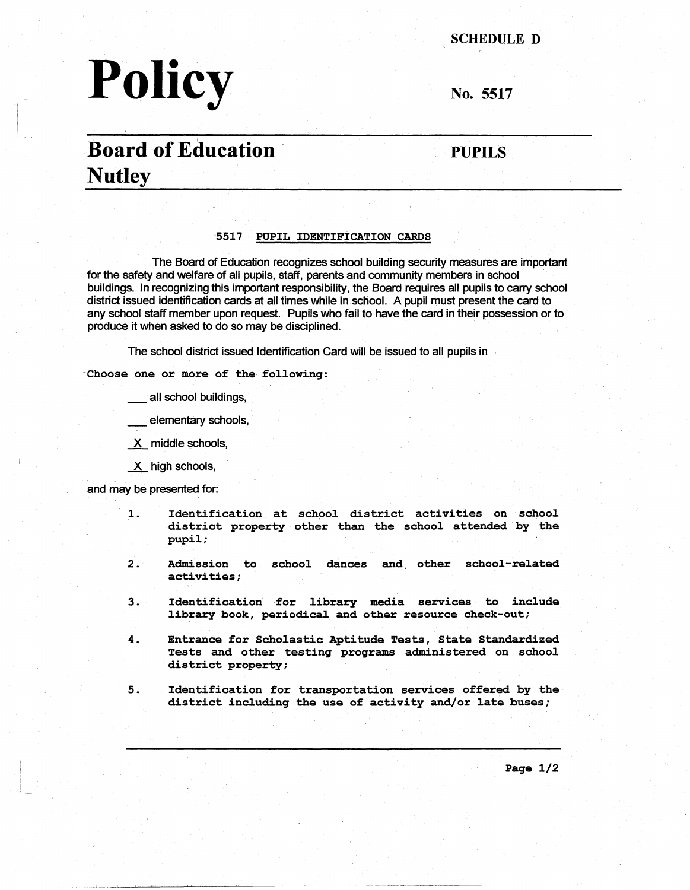SCHEDULE D

# Policy

No. 5517

## Board of Education Nutley

PUPILS

### 5517 PUPIL IDENTIFICATION CARDS

The Board of Education recognizes school building security measures are important for the safety and welfare of all pupils, staff, parents and community members in school buildings. In recognizing this important responsibility, the Board requires all pupils to carry school district issued identification cards at all times while in school. A pupil must present the card to any school staff member upon request. Pupils who fail to have the card in their possession or to produce it when asked to do so may be disciplined.

The school district issued Identification Card will be issued to all pupils in

Choose one or more of the following:

___ all school buildings,

___ elementary schools,

_X_ middle schools,

_X_ high schools,

and may be presented for:

1. Identification at school district activities on school district property other than the school attended by the pupil;
2. Admission to school dances and other school-related activities;
3. Identification for library media services to include library book, periodical and other resource check-out;
4. Entrance for Scholastic Aptitude Tests, State Standardized Tests and other testing programs administered on school district property;
5. Identification for transportation services offered by the district including the use of activity and/or late buses;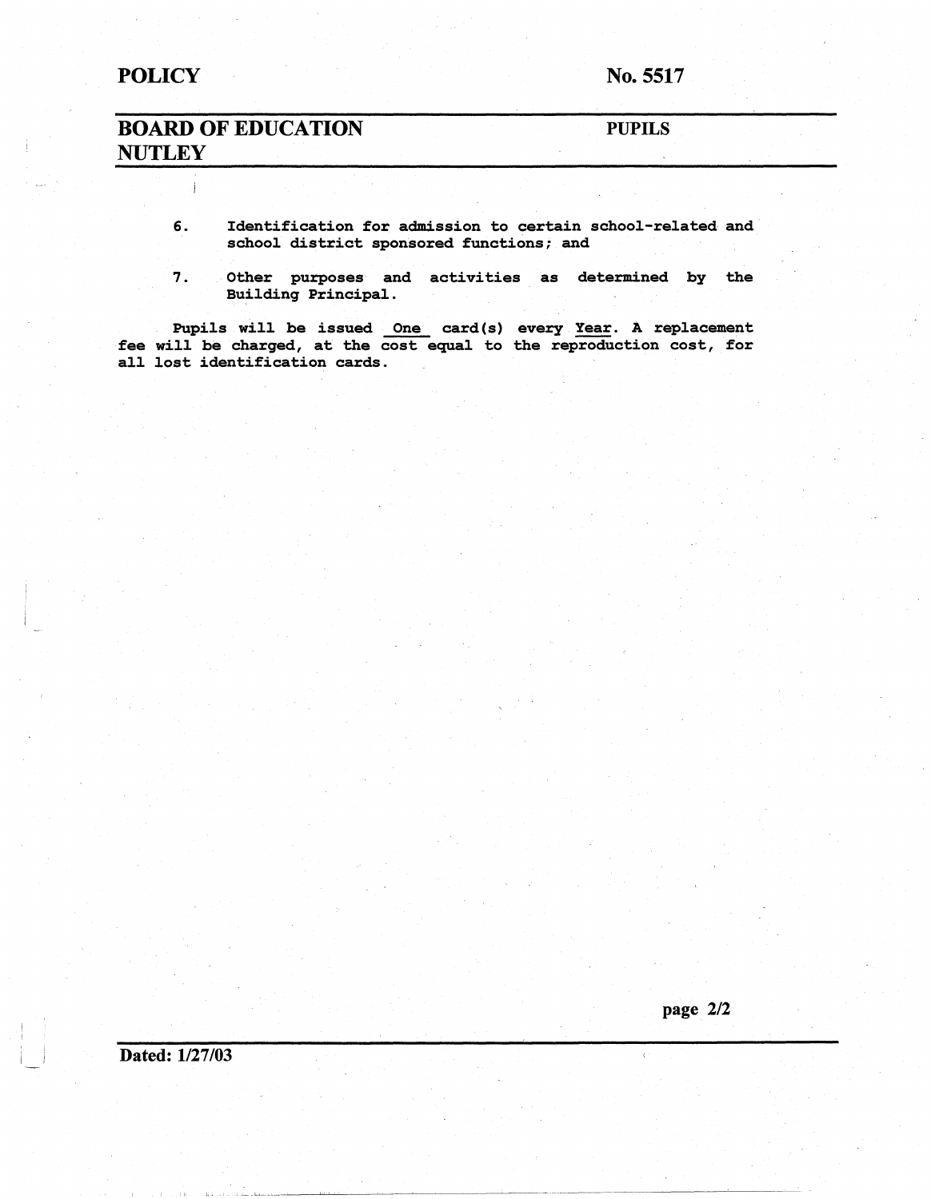6. Identification for admission to certain school-related and school district sponsored functions; and

7. Other purposes and activities as determined by the Building Principal.

Pupils will be issued One card(s) every Year. A replacement fee will be charged, at the cost equal to the reproduction cost, for all lost identification cards.

Dated: 1/27/03